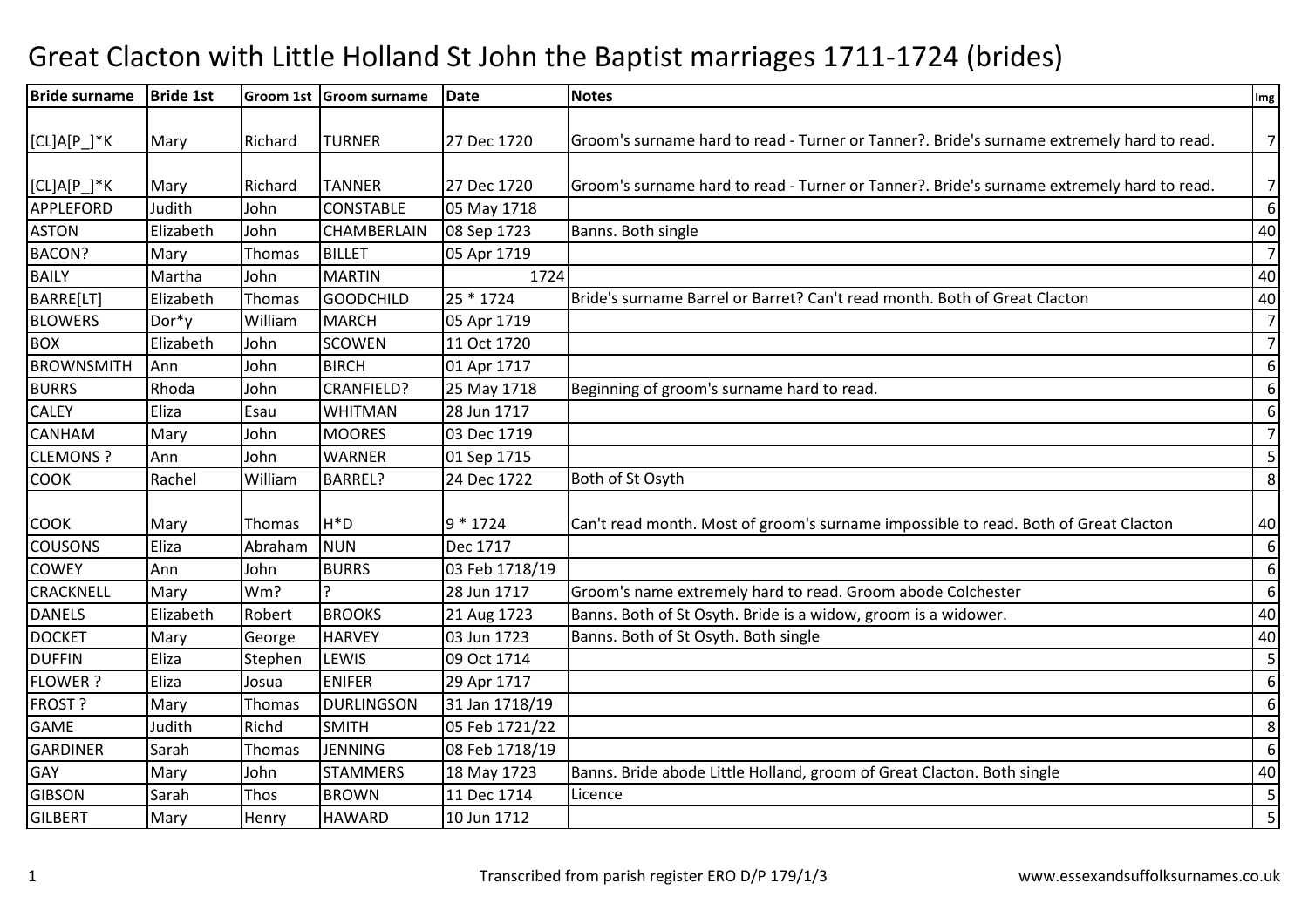# Great Clacton with Little Holland St John the Baptist marriages 1711-1724 (brides)

| Bride surname | Bride 1st | Groom 1st | Groom surname | Date | Notes | Img |
|---|---|---|---|---|---|---|
| [CL]A[P_]*K | Mary | Richard | TURNER | 27 Dec 1720 | Groom's surname hard to read - Turner or Tanner?. Bride's surname extremely hard to read. | 7 |
| [CL]A[P_]*K | Mary | Richard | TANNER | 27 Dec 1720 | Groom's surname hard to read - Turner or Tanner?. Bride's surname extremely hard to read. | 7 |
| APPLEFORD | Judith | John | CONSTABLE | 05 May 1718 | | 6 |
| ASTON | Elizabeth | John | CHAMBERLAIN | 08 Sep 1723 | Banns. Both single | 40 |
| BACON? | Mary | Thomas | BILLET | 05 Apr 1719 | | 7 |
| BAILY | Martha | John | MARTIN | 1724 | | 40 |
| BARRE[LT] | Elizabeth | Thomas | GOODCHILD | 25 * 1724 | Bride's surname Barrel or Barret? Can't read month. Both of Great Clacton | 40 |
| BLOWERS | Dor*y | William | MARCH | 05 Apr 1719 | | 7 |
| BOX | Elizabeth | John | SCOWEN | 11 Oct 1720 | | 7 |
| BROWNSMITH | Ann | John | BIRCH | 01 Apr 1717 | | 6 |
| BURRS | Rhoda | John | CRANFIELD? | 25 May 1718 | Beginning of groom's surname hard to read. | 6 |
| CALEY | Eliza | Esau | WHITMAN | 28 Jun 1717 | | 6 |
| CANHAM | Mary | John | MOORES | 03 Dec 1719 | | 7 |
| CLEMONS ? | Ann | John | WARNER | 01 Sep 1715 | | 5 |
| COOK | Rachel | William | BARREL? | 24 Dec 1722 | Both of St Osyth | 8 |
| COOK | Mary | Thomas | H*D | 9 * 1724 | Can't read month. Most of groom's surname impossible to read. Both of Great Clacton | 40 |
| COUSONS | Eliza | Abraham | NUN | Dec 1717 | | 6 |
| COWEY | Ann | John | BURRS | 03 Feb 1718/19 | | 6 |
| CRACKNELL | Mary | Wm? | ? | 28 Jun 1717 | Groom's name extremely hard to read. Groom abode Colchester | 6 |
| DANELS | Elizabeth | Robert | BROOKS | 21 Aug 1723 | Banns. Both of St Osyth. Bride is a widow, groom is a widower. | 40 |
| DOCKET | Mary | George | HARVEY | 03 Jun 1723 | Banns. Both of St Osyth. Both single | 40 |
| DUFFIN | Eliza | Stephen | LEWIS | 09 Oct 1714 | | 5 |
| FLOWER ? | Eliza | Josua | ENIFER | 29 Apr 1717 | | 6 |
| FROST ? | Mary | Thomas | DURLINGSON | 31 Jan 1718/19 | | 6 |
| GAME | Judith | Richd | SMITH | 05 Feb 1721/22 | | 8 |
| GARDINER | Sarah | Thomas | JENNING | 08 Feb 1718/19 | | 6 |
| GAY | Mary | John | STAMMERS | 18 May 1723 | Banns. Bride abode Little Holland, groom of Great Clacton. Both single | 40 |
| GIBSON | Sarah | Thos | BROWN | 11 Dec 1714 | Licence | 5 |
| GILBERT | Mary | Henry | HAWARD | 10 Jun 1712 | | 5 |

Transcribed from parish register ERO D/P 179/1/3

www.essexandsuffolksurnames.co.uk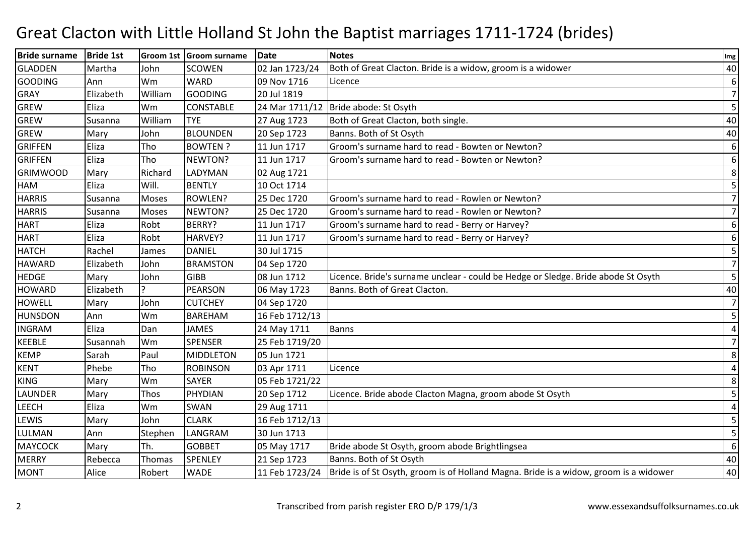# Great Clacton with Little Holland St John the Baptist marriages 1711-1724 (brides)

| Bride surname | Bride 1st | Groom 1st | Groom surname | Date | Notes | Img |
|---|---|---|---|---|---|---|
| GLADDEN | Martha | John | SCOWEN | 02 Jan 1723/24 | Both of Great Clacton. Bride is a widow, groom is a widower | 40 |
| GOODING | Ann | Wm | WARD | 09 Nov 1716 | Licence | 6 |
| GRAY | Elizabeth | William | GOODING | 20 Jul 1819 | | 7 |
| GREW | Eliza | Wm | CONSTABLE | 24 Mar 1711/12 | Bride abode: St Osyth | 5 |
| GREW | Susanna | William | TYE | 27 Aug 1723 | Both of Great Clacton, both single. | 40 |
| GREW | Mary | John | BLOUNDEN | 20 Sep 1723 | Banns. Both of St Osyth | 40 |
| GRIFFEN | Eliza | Tho | BOWTEN ? | 11 Jun 1717 | Groom's surname hard to read - Bowten or Newton? | 6 |
| GRIFFEN | Eliza | Tho | NEWTON? | 11 Jun 1717 | Groom's surname hard to read - Bowten or Newton? | 6 |
| GRIMWOOD | Mary | Richard | LADYMAN | 02 Aug 1721 | | 8 |
| HAM | Eliza | Will. | BENTLY | 10 Oct 1714 | | 5 |
| HARRIS | Susanna | Moses | ROWLEN? | 25 Dec 1720 | Groom's surname hard to read - Rowlen or Newton? | 7 |
| HARRIS | Susanna | Moses | NEWTON? | 25 Dec 1720 | Groom's surname hard to read - Rowlen or Newton? | 7 |
| HART | Eliza | Robt | BERRY? | 11 Jun 1717 | Groom's surname hard to read - Berry or Harvey? | 6 |
| HART | Eliza | Robt | HARVEY? | 11 Jun 1717 | Groom's surname hard to read - Berry or Harvey? | 6 |
| HATCH | Rachel | James | DANIEL | 30 Jul 1715 | | 5 |
| HAWARD | Elizabeth | John | BRAMSTON | 04 Sep 1720 | | 7 |
| HEDGE | Mary | John | GIBB | 08 Jun 1712 | Licence. Bride's surname unclear - could be Hedge or Sledge. Bride abode St Osyth | 5 |
| HOWARD | Elizabeth | ? | PEARSON | 06 May 1723 | Banns. Both of Great Clacton. | 40 |
| HOWELL | Mary | John | CUTCHEY | 04 Sep 1720 | | 7 |
| HUNSDON | Ann | Wm | BAREHAM | 16 Feb 1712/13 | | 5 |
| INGRAM | Eliza | Dan | JAMES | 24 May 1711 | Banns | 4 |
| KEEBLE | Susannah | Wm | SPENSER | 25 Feb 1719/20 | | 7 |
| KEMP | Sarah | Paul | MIDDLETON | 05 Jun 1721 | | 8 |
| KENT | Phebe | Tho | ROBINSON | 03 Apr 1711 | Licence | 4 |
| KING | Mary | Wm | SAYER | 05 Feb 1721/22 | | 8 |
| LAUNDER | Mary | Thos | PHYDIAN | 20 Sep 1712 | Licence. Bride abode Clacton Magna, groom abode St Osyth | 5 |
| LEECH | Eliza | Wm | SWAN | 29 Aug 1711 | | 4 |
| LEWIS | Mary | John | CLARK | 16 Feb 1712/13 | | 5 |
| LULMAN | Ann | Stephen | LANGRAM | 30 Jun 1713 | | 5 |
| MAYCOCK | Mary | Th. | GOBBET | 05 May 1717 | Bride abode St Osyth, groom abode Brightlingsea | 6 |
| MERRY | Rebecca | Thomas | SPENLEY | 21 Sep 1723 | Banns. Both of St Osyth | 40 |
| MONT | Alice | Robert | WADE | 11 Feb 1723/24 | Bride is of St Osyth, groom is of Holland Magna. Bride is a widow, groom is a widower | 40 |

Transcribed from parish register ERO D/P 179/1/3

www.essexandsuffolksurnames.co.uk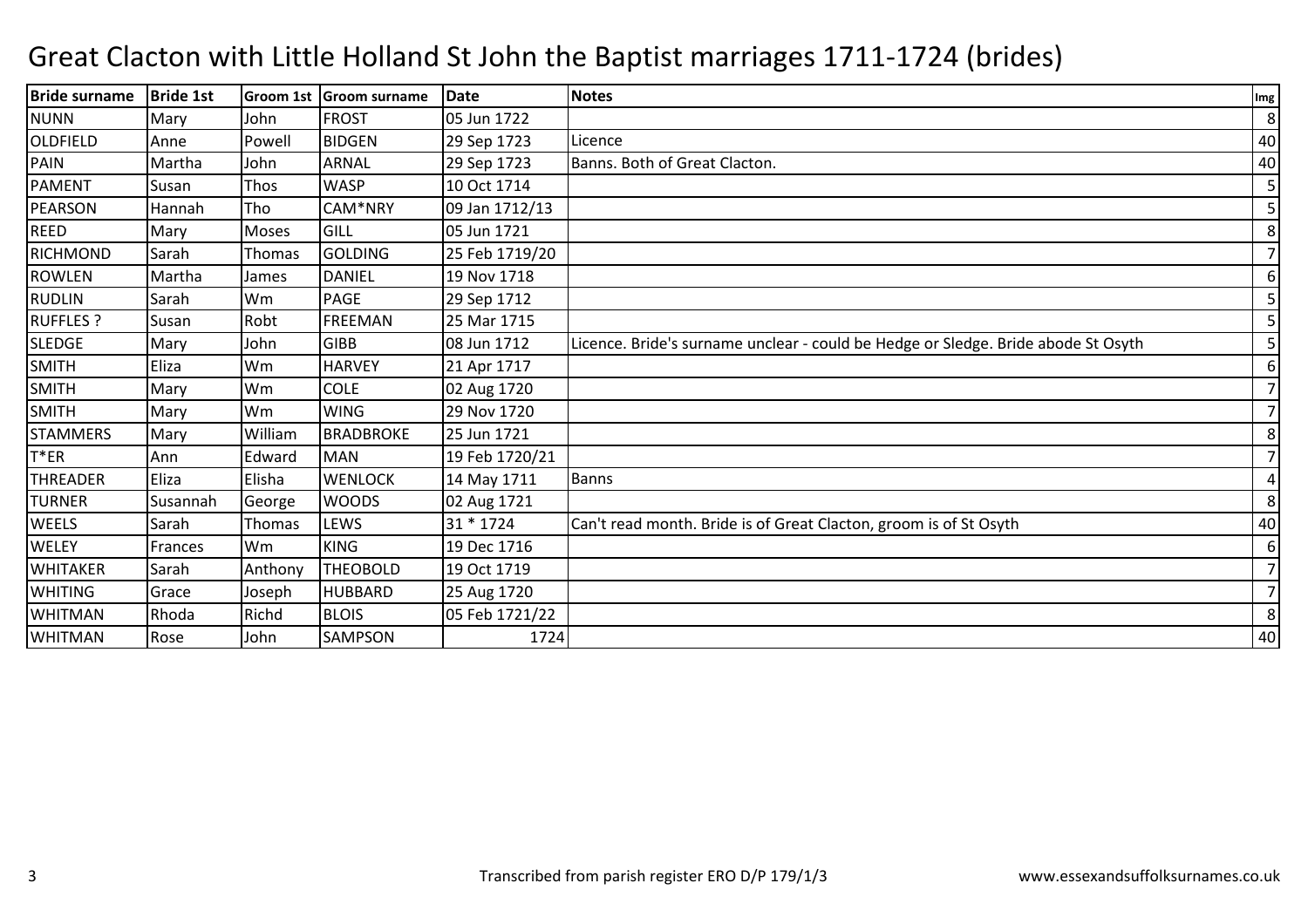# Great Clacton with Little Holland St John the Baptist marriages 1711-1724 (brides)

| Bride surname | Bride 1st | Groom 1st | Groom surname | Date | Notes | Img |
|---|---|---|---|---|---|---|
| NUNN | Mary | John | FROST | 05 Jun 1722 | | 8 |
| OLDFIELD | Anne | Powell | BIDGEN | 29 Sep 1723 | Licence | 40 |
| PAIN | Martha | John | ARNAL | 29 Sep 1723 | Banns. Both of Great Clacton. | 40 |
| PAMENT | Susan | Thos | WASP | 10 Oct 1714 | | 5 |
| PEARSON | Hannah | Tho | CAM*NRY | 09 Jan 1712/13 | | 5 |
| REED | Mary | Moses | GILL | 05 Jun 1721 | | 8 |
| RICHMOND | Sarah | Thomas | GOLDING | 25 Feb 1719/20 | | 7 |
| ROWLEN | Martha | James | DANIEL | 19 Nov 1718 | | 6 |
| RUDLIN | Sarah | Wm | PAGE | 29 Sep 1712 | | 5 |
| RUFFLES ? | Susan | Robt | FREEMAN | 25 Mar 1715 | | 5 |
| SLEDGE | Mary | John | GIBB | 08 Jun 1712 | Licence. Bride's surname unclear - could be Hedge or Sledge. Bride abode St Osyth | 5 |
| SMITH | Eliza | Wm | HARVEY | 21 Apr 1717 | | 6 |
| SMITH | Mary | Wm | COLE | 02 Aug 1720 | | 7 |
| SMITH | Mary | Wm | WING | 29 Nov 1720 | | 7 |
| STAMMERS | Mary | William | BRADBROKE | 25 Jun 1721 | | 8 |
| T*ER | Ann | Edward | MAN | 19 Feb 1720/21 | | 7 |
| THREADER | Eliza | Elisha | WENLOCK | 14 May 1711 | Banns | 4 |
| TURNER | Susannah | George | WOODS | 02 Aug 1721 | | 8 |
| WEELS | Sarah | Thomas | LEWS | 31 * 1724 | Can't read month. Bride is of Great Clacton, groom is of St Osyth | 40 |
| WELEY | Frances | Wm | KING | 19 Dec 1716 | | 6 |
| WHITAKER | Sarah | Anthony | THEOBOLD | 19 Oct 1719 | | 7 |
| WHITING | Grace | Joseph | HUBBARD | 25 Aug 1720 | | 7 |
| WHITMAN | Rhoda | Richd | BLOIS | 05 Feb 1721/22 | | 8 |
| WHITMAN | Rose | John | SAMPSON | 1724 | | 40 |

Transcribed from parish register ERO D/P 179/1/3

www.essexandsuffolksurnames.co.uk